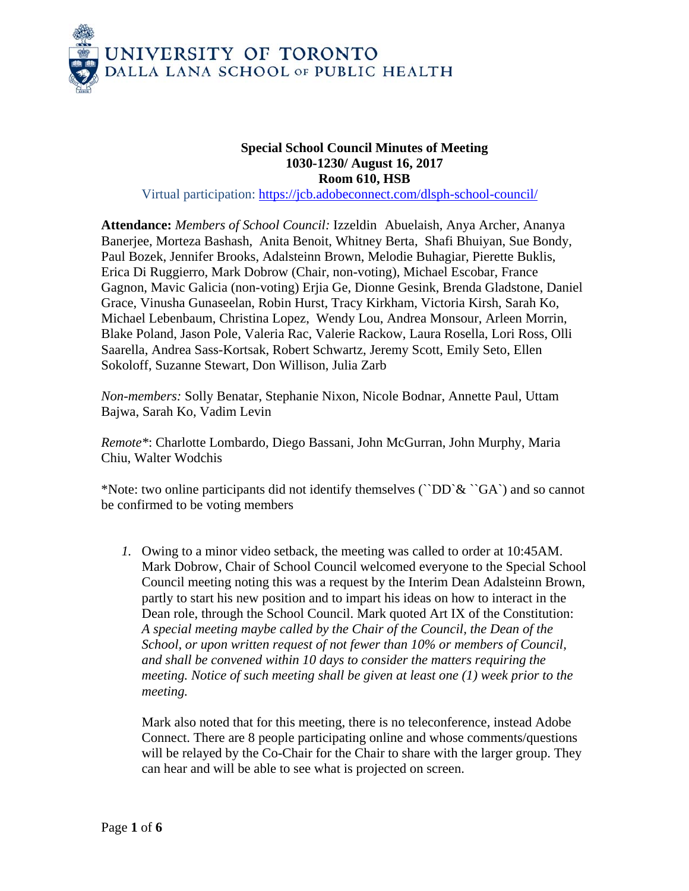UNIVERSITY OF TORONTO
DALLA LANA SCHOOL OF PUBLIC HEALTH

**Special School Council Minutes of Meeting**
**1030-1230/ August 16, 2017**
**Room 610, HSB**

Virtual participation: https://jcb.adobeconnect.com/dlsph-school-council/

**Attendance:** *Members of School Council:* Izzeldin Abuelaish, Anya Archer, Ananya Banerjee, Morteza Bashash, Anita Benoit, Whitney Berta, Shafi Bhuiyan, Sue Bondy, Paul Bozek, Jennifer Brooks, Adalsteinn Brown, Melodie Buhagiar, Pierette Buklis, Erica Di Ruggierro, Mark Dobrow (Chair, non-voting), Michael Escobar, France Gagnon, Mavic Galicia (non-voting) Erjia Ge, Dionne Gesink, Brenda Gladstone, Daniel Grace, Vinusha Gunaseelan, Robin Hurst, Tracy Kirkham, Victoria Kirsh, Sarah Ko, Michael Lebenbaum, Christina Lopez, Wendy Lou, Andrea Monsour, Arleen Morrin, Blake Poland, Jason Pole, Valeria Rac, Valerie Rackow, Laura Rosella, Lori Ross, Olli Saarella, Andrea Sass-Kortsak, Robert Schwartz, Jeremy Scott, Emily Seto, Ellen Sokoloff, Suzanne Stewart, Don Willison, Julia Zarb

*Non-members:* Solly Benatar, Stephanie Nixon, Nicole Bodnar, Annette Paul, Uttam Bajwa, Sarah Ko, Vadim Levin

*Remote\**: Charlotte Lombardo, Diego Bassani, John McGurran, John Murphy, Maria Chiu, Walter Wodchis

\*Note: two online participants did not identify themselves (``DD`& ``GA`) and so cannot be confirmed to be voting members

1. Owing to a minor video setback, the meeting was called to order at 10:45AM. Mark Dobrow, Chair of School Council welcomed everyone to the Special School Council meeting noting this was a request by the Interim Dean Adalsteinn Brown, partly to start his new position and to impart his ideas on how to interact in the Dean role, through the School Council. Mark quoted Art IX of the Constitution: *A special meeting maybe called by the Chair of the Council, the Dean of the School, or upon written request of not fewer than 10% or members of Council, and shall be convened within 10 days to consider the matters requiring the meeting. Notice of such meeting shall be given at least one (1) week prior to the meeting.*

   Mark also noted that for this meeting, there is no teleconference, instead Adobe Connect. There are 8 people participating online and whose comments/questions will be relayed by the Co-Chair for the Chair to share with the larger group. They can hear and will be able to see what is projected on screen.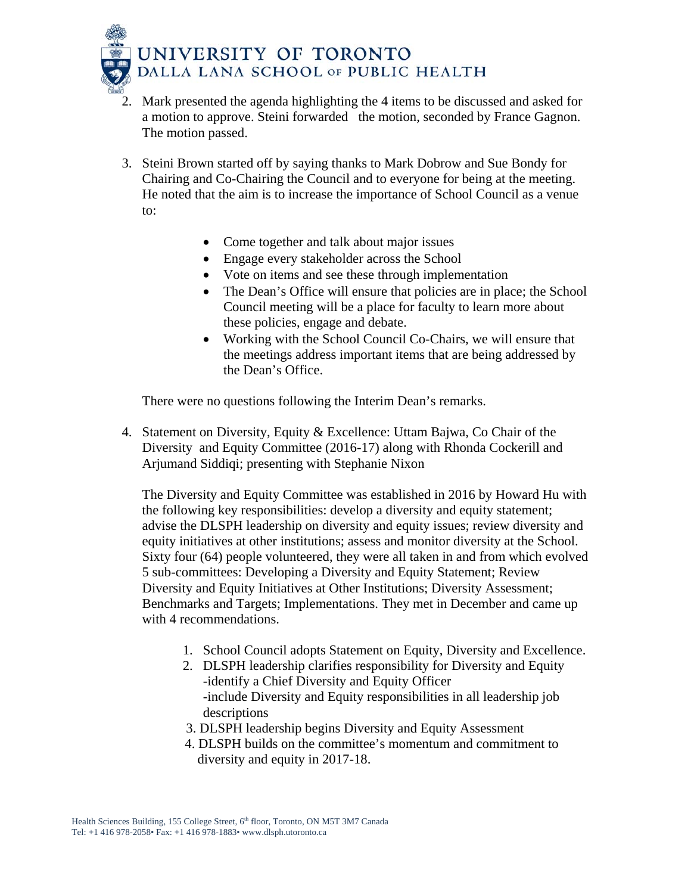2. Mark presented the agenda highlighting the 4 items to be discussed and asked for a motion to approve. Steini forwarded the motion, seconded by France Gagnon. The motion passed.

3. Steini Brown started off by saying thanks to Mark Dobrow and Sue Bondy for Chairing and Co-Chairing the Council and to everyone for being at the meeting. He noted that the aim is to increase the importance of School Council as a venue to:

   - Come together and talk about major issues
   - Engage every stakeholder across the School
   - Vote on items and see these through implementation
   - The Dean's Office will ensure that policies are in place; the School Council meeting will be a place for faculty to learn more about these policies, engage and debate.
   - Working with the School Council Co-Chairs, we will ensure that the meetings address important items that are being addressed by the Dean's Office.

   There were no questions following the Interim Dean's remarks.

4. Statement on Diversity, Equity & Excellence: Uttam Bajwa, Co Chair of the Diversity and Equity Committee (2016-17) along with Rhonda Cockerill and Arjumand Siddiqi; presenting with Stephanie Nixon

   The Diversity and Equity Committee was established in 2016 by Howard Hu with the following key responsibilities: develop a diversity and equity statement; advise the DLSPH leadership on diversity and equity issues; review diversity and equity initiatives at other institutions; assess and monitor diversity at the School. Sixty four (64) people volunteered, they were all taken in and from which evolved 5 sub-committees: Developing a Diversity and Equity Statement; Review Diversity and Equity Initiatives at Other Institutions; Diversity Assessment; Benchmarks and Targets; Implementations. They met in December and came up with 4 recommendations.

   1. School Council adopts Statement on Equity, Diversity and Excellence.
   2. DLSPH leadership clarifies responsibility for Diversity and Equity
      -identify a Chief Diversity and Equity Officer
      -include Diversity and Equity responsibilities in all leadership job descriptions
   3. DLSPH leadership begins Diversity and Equity Assessment
   4. DLSPH builds on the committee's momentum and commitment to diversity and equity in 2017-18.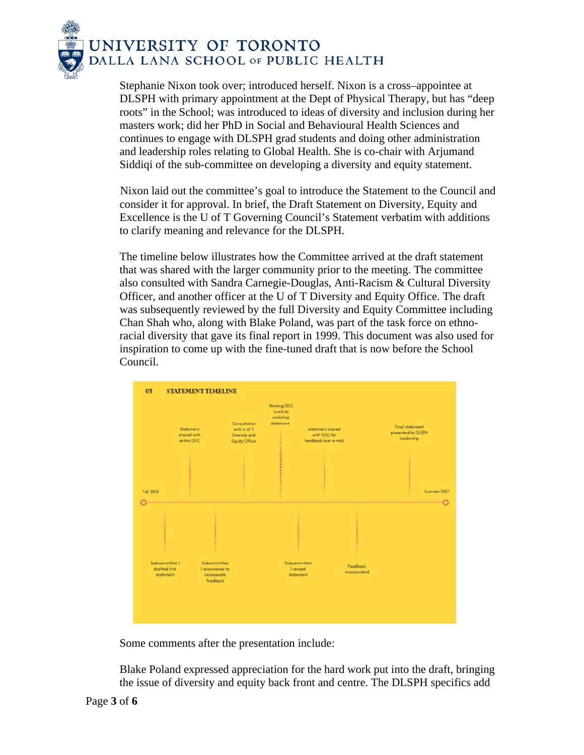Stephanie Nixon took over; introduced herself. Nixon is a cross–appointee at DLSPH with primary appointment at the Dept of Physical Therapy, but has "deep roots" in the School; was introduced to ideas of diversity and inclusion during her masters work; did her PhD in Social and Behavioural Health Sciences and continues to engage with DLSPH grad students and doing other administration and leadership roles relating to Global Health. She is co-chair with Arjumand Siddiqi of the sub-committee on developing a diversity and equity statement.

Nixon laid out the committee's goal to introduce the Statement to the Council and consider it for approval. In brief, the Draft Statement on Diversity, Equity and Excellence is the U of T Governing Council's Statement verbatim with additions to clarify meaning and relevance for the DLSPH.

The timeline below illustrates how the Committee arrived at the draft statement that was shared with the larger community prior to the meeting. The committee also consulted with Sandra Carnegie-Douglas, Anti-Racism & Cultural Diversity Officer, and another officer at the U of T Diversity and Equity Office. The draft was subsequently reviewed by the full Diversity and Equity Committee including Chan Shah who, along with Blake Poland, was part of the task force on ethno-racial diversity that gave its final report in 1999. This document was also used for inspiration to come up with the fine-tuned draft that is now before the School Council.

**05 STATEMENT TIMELINE**

Fall 2016 – Summer 2017

- Subcommittee 1 drafted first statement
- Statement shared with entire DEC
- Subcommittee 1 reconvened to incorporate feedback
- Consultation with U of T Diversity and Equity Office
- Working DEC lunch to workshop statement.
- Subcommittee 1 revised statement
- Statement shared with DEC for feedback over e-mail
- Feedback incorporated
- Final statement presented to DLSPH leadership

Some comments after the presentation include:

Blake Poland expressed appreciation for the hard work put into the draft, bringing the issue of diversity and equity back front and centre. The DLSPH specifics add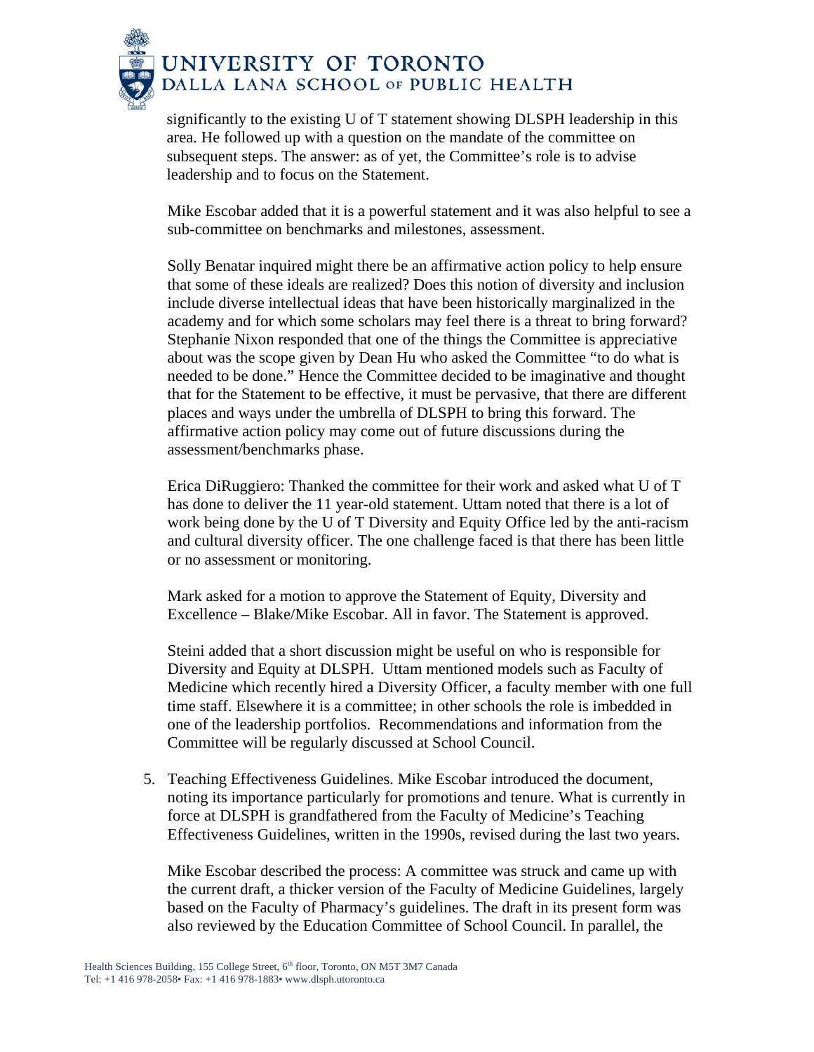significantly to the existing U of T statement showing DLSPH leadership in this area. He followed up with a question on the mandate of the committee on subsequent steps. The answer: as of yet, the Committee's role is to advise leadership and to focus on the Statement.

Mike Escobar added that it is a powerful statement and it was also helpful to see a sub-committee on benchmarks and milestones, assessment.

Solly Benatar inquired might there be an affirmative action policy to help ensure that some of these ideals are realized? Does this notion of diversity and inclusion include diverse intellectual ideas that have been historically marginalized in the academy and for which some scholars may feel there is a threat to bring forward? Stephanie Nixon responded that one of the things the Committee is appreciative about was the scope given by Dean Hu who asked the Committee "to do what is needed to be done." Hence the Committee decided to be imaginative and thought that for the Statement to be effective, it must be pervasive, that there are different places and ways under the umbrella of DLSPH to bring this forward. The affirmative action policy may come out of future discussions during the assessment/benchmarks phase.

Erica DiRuggiero: Thanked the committee for their work and asked what U of T has done to deliver the 11 year-old statement. Uttam noted that there is a lot of work being done by the U of T Diversity and Equity Office led by the anti-racism and cultural diversity officer. The one challenge faced is that there has been little or no assessment or monitoring.

Mark asked for a motion to approve the Statement of Equity, Diversity and Excellence – Blake/Mike Escobar. All in favor. The Statement is approved.

Steini added that a short discussion might be useful on who is responsible for Diversity and Equity at DLSPH. Uttam mentioned models such as Faculty of Medicine which recently hired a Diversity Officer, a faculty member with one full time staff. Elsewhere it is a committee; in other schools the role is imbedded in one of the leadership portfolios. Recommendations and information from the Committee will be regularly discussed at School Council.

5. Teaching Effectiveness Guidelines. Mike Escobar introduced the document, noting its importance particularly for promotions and tenure. What is currently in force at DLSPH is grandfathered from the Faculty of Medicine's Teaching Effectiveness Guidelines, written in the 1990s, revised during the last two years.

   Mike Escobar described the process: A committee was struck and came up with the current draft, a thicker version of the Faculty of Medicine Guidelines, largely based on the Faculty of Pharmacy's guidelines. The draft in its present form was also reviewed by the Education Committee of School Council. In parallel, the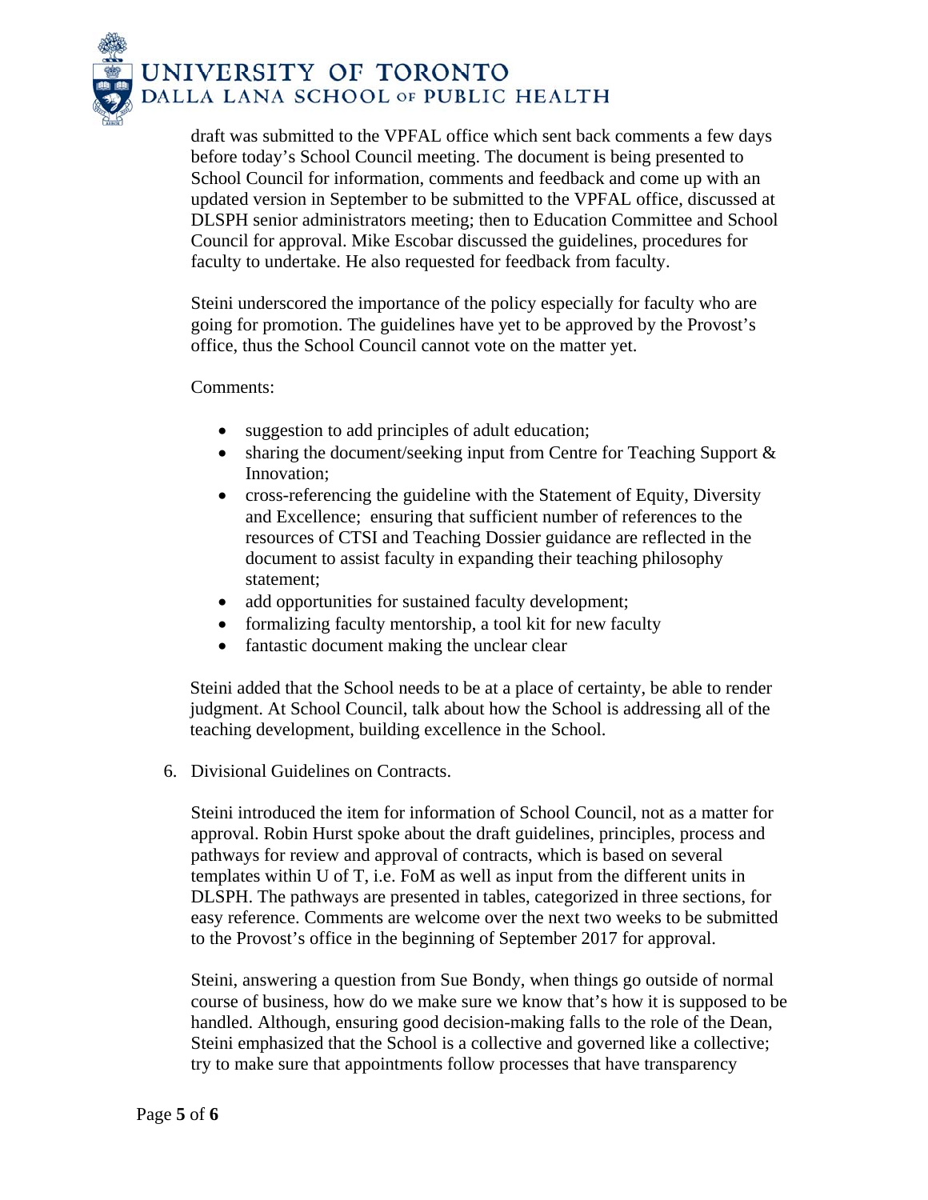draft was submitted to the VPFAL office which sent back comments a few days before today's School Council meeting. The document is being presented to School Council for information, comments and feedback and come up with an updated version in September to be submitted to the VPFAL office, discussed at DLSPH senior administrators meeting; then to Education Committee and School Council for approval. Mike Escobar discussed the guidelines, procedures for faculty to undertake. He also requested for feedback from faculty.

Steini underscored the importance of the policy especially for faculty who are going for promotion. The guidelines have yet to be approved by the Provost's office, thus the School Council cannot vote on the matter yet.

Comments:

- suggestion to add principles of adult education;
- sharing the document/seeking input from Centre for Teaching Support & Innovation;
- cross-referencing the guideline with the Statement of Equity, Diversity and Excellence; ensuring that sufficient number of references to the resources of CTSI and Teaching Dossier guidance are reflected in the document to assist faculty in expanding their teaching philosophy statement;
- add opportunities for sustained faculty development;
- formalizing faculty mentorship, a tool kit for new faculty
- fantastic document making the unclear clear

Steini added that the School needs to be at a place of certainty, be able to render judgment. At School Council, talk about how the School is addressing all of the teaching development, building excellence in the School.

6. Divisional Guidelines on Contracts.

   Steini introduced the item for information of School Council, not as a matter for approval. Robin Hurst spoke about the draft guidelines, principles, process and pathways for review and approval of contracts, which is based on several templates within U of T, i.e. FoM as well as input from the different units in DLSPH. The pathways are presented in tables, categorized in three sections, for easy reference. Comments are welcome over the next two weeks to be submitted to the Provost's office in the beginning of September 2017 for approval.

   Steini, answering a question from Sue Bondy, when things go outside of normal course of business, how do we make sure we know that's how it is supposed to be handled. Although, ensuring good decision-making falls to the role of the Dean, Steini emphasized that the School is a collective and governed like a collective; try to make sure that appointments follow processes that have transparency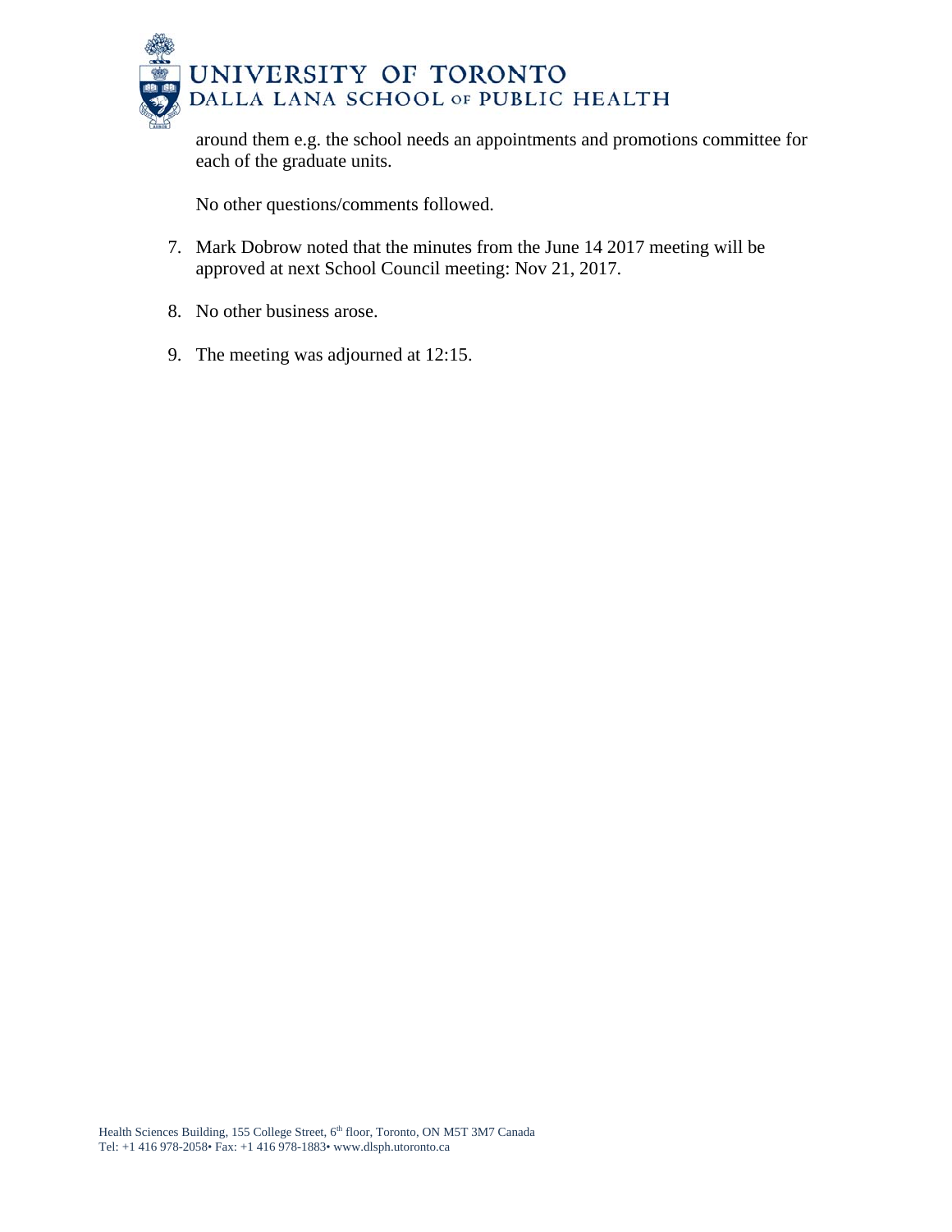around them e.g. the school needs an appointments and promotions committee for each of the graduate units.

No other questions/comments followed.

7. Mark Dobrow noted that the minutes from the June 14 2017 meeting will be approved at next School Council meeting: Nov 21, 2017.

8. No other business arose.

9. The meeting was adjourned at 12:15.